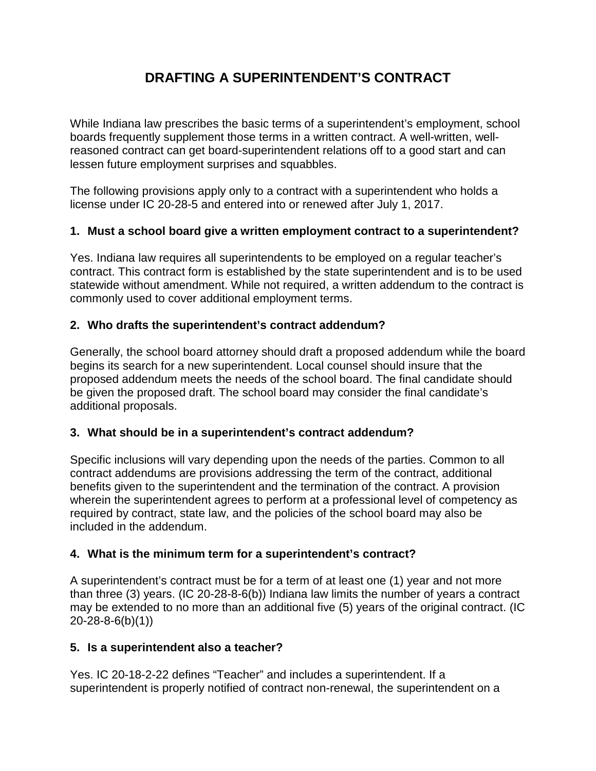# DRAFTING A SUPERINTENDENT'S CONTRACT

While Indiana law prescribes the basic terms of a superintendent's employment, school boards frequently supplement those terms in a written contract. A well-written, well-reasoned contract can get board-superintendent relations off to a good start and can lessen future employment surprises and squabbles.

The following provisions apply only to a contract with a superintendent who holds a license under IC 20-28-5 and entered into or renewed after July 1, 2017.

### 1. Must a school board give a written employment contract to a superintendent?

Yes. Indiana law requires all superintendents to be employed on a regular teacher's contract. This contract form is established by the state superintendent and is to be used statewide without amendment. While not required, a written addendum to the contract is commonly used to cover additional employment terms.

### 2. Who drafts the superintendent's contract addendum?

Generally, the school board attorney should draft a proposed addendum while the board begins its search for a new superintendent. Local counsel should insure that the proposed addendum meets the needs of the school board. The final candidate should be given the proposed draft. The school board may consider the final candidate's additional proposals.

### 3. What should be in a superintendent's contract addendum?

Specific inclusions will vary depending upon the needs of the parties. Common to all contract addendums are provisions addressing the term of the contract, additional benefits given to the superintendent and the termination of the contract. A provision wherein the superintendent agrees to perform at a professional level of competency as required by contract, state law, and the policies of the school board may also be included in the addendum.

### 4. What is the minimum term for a superintendent's contract?

A superintendent's contract must be for a term of at least one (1) year and not more than three (3) years. (IC 20-28-8-6(b)) Indiana law limits the number of years a contract may be extended to no more than an additional five (5) years of the original contract. (IC 20-28-8-6(b)(1))

### 5. Is a superintendent also a teacher?

Yes. IC 20-18-2-22 defines "Teacher" and includes a superintendent. If a superintendent is properly notified of contract non-renewal, the superintendent on a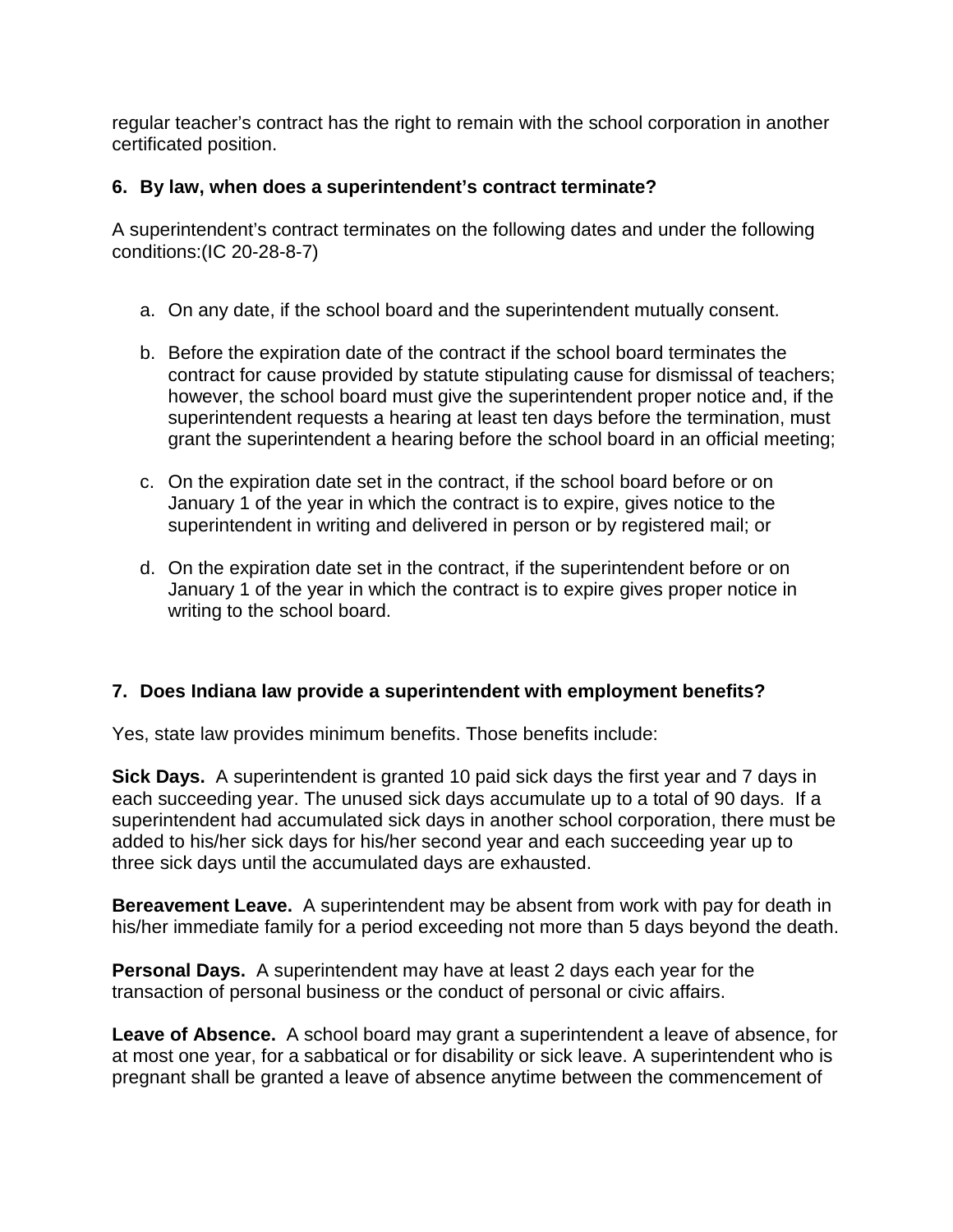regular teacher's contract has the right to remain with the school corporation in another certificated position.

### 6. By law, when does a superintendent's contract terminate?

A superintendent's contract terminates on the following dates and under the following conditions:(IC 20-28-8-7)

a. On any date, if the school board and the superintendent mutually consent.

b. Before the expiration date of the contract if the school board terminates the contract for cause provided by statute stipulating cause for dismissal of teachers; however, the school board must give the superintendent proper notice and, if the superintendent requests a hearing at least ten days before the termination, must grant the superintendent a hearing before the school board in an official meeting;

c. On the expiration date set in the contract, if the school board before or on January 1 of the year in which the contract is to expire, gives notice to the superintendent in writing and delivered in person or by registered mail; or

d. On the expiration date set in the contract, if the superintendent before or on January 1 of the year in which the contract is to expire gives proper notice in writing to the school board.

### 7. Does Indiana law provide a superintendent with employment benefits?

Yes, state law provides minimum benefits. Those benefits include:

**Sick Days.** A superintendent is granted 10 paid sick days the first year and 7 days in each succeeding year. The unused sick days accumulate up to a total of 90 days. If a superintendent had accumulated sick days in another school corporation, there must be added to his/her sick days for his/her second year and each succeeding year up to three sick days until the accumulated days are exhausted.

**Bereavement Leave.** A superintendent may be absent from work with pay for death in his/her immediate family for a period exceeding not more than 5 days beyond the death.

**Personal Days.** A superintendent may have at least 2 days each year for the transaction of personal business or the conduct of personal or civic affairs.

**Leave of Absence.** A school board may grant a superintendent a leave of absence, for at most one year, for a sabbatical or for disability or sick leave. A superintendent who is pregnant shall be granted a leave of absence anytime between the commencement of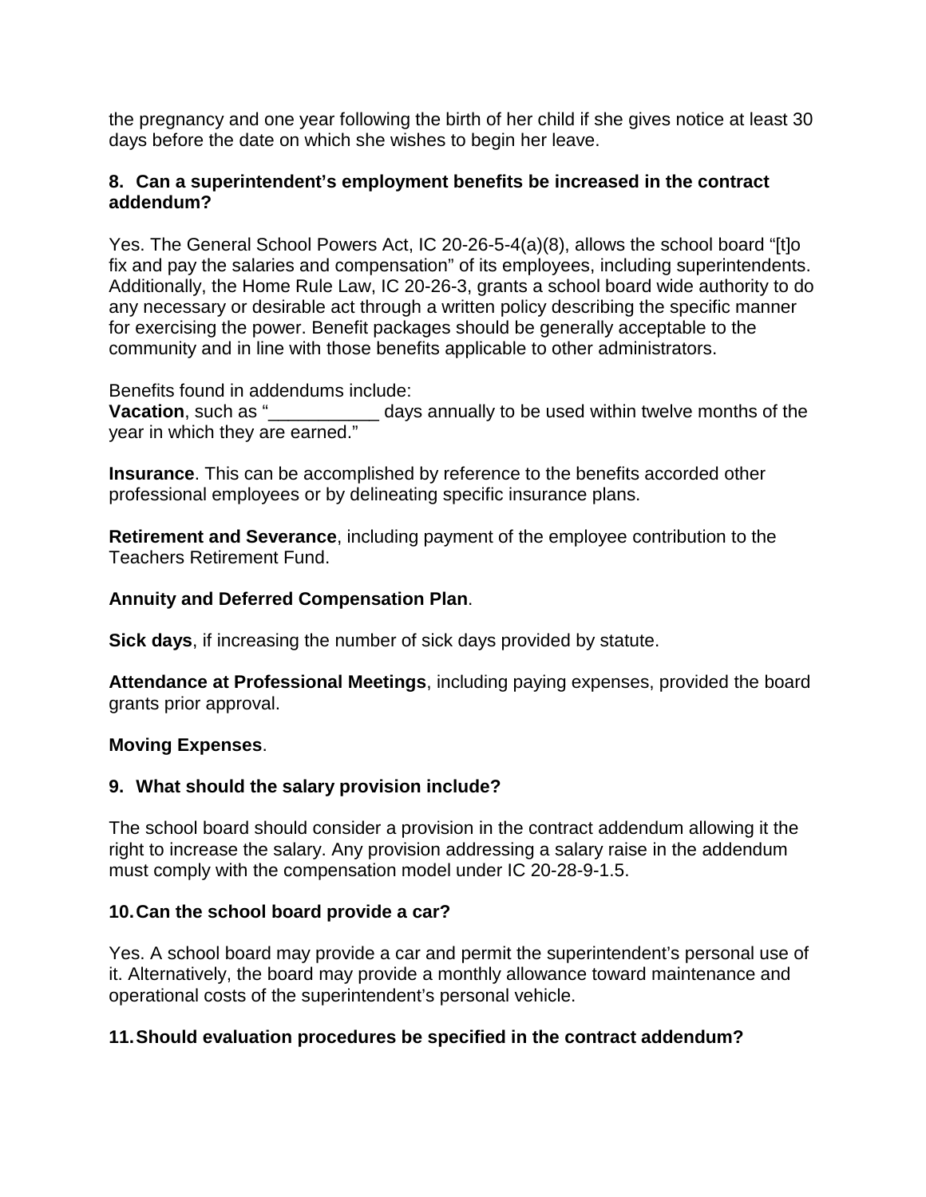the pregnancy and one year following the birth of her child if she gives notice at least 30 days before the date on which she wishes to begin her leave.

**8. Can a superintendent's employment benefits be increased in the contract addendum?**

Yes. The General School Powers Act, IC 20-26-5-4(a)(8), allows the school board "[t]o fix and pay the salaries and compensation" of its employees, including superintendents. Additionally, the Home Rule Law, IC 20-26-3, grants a school board wide authority to do any necessary or desirable act through a written policy describing the specific manner for exercising the power. Benefit packages should be generally acceptable to the community and in line with those benefits applicable to other administrators.

Benefits found in addendums include:
**Vacation**, such as "___________ days annually to be used within twelve months of the year in which they are earned."

**Insurance**. This can be accomplished by reference to the benefits accorded other professional employees or by delineating specific insurance plans.

**Retirement and Severance**, including payment of the employee contribution to the Teachers Retirement Fund.

**Annuity and Deferred Compensation Plan**.

**Sick days**, if increasing the number of sick days provided by statute.

**Attendance at Professional Meetings**, including paying expenses, provided the board grants prior approval.

**Moving Expenses**.

**9. What should the salary provision include?**

The school board should consider a provision in the contract addendum allowing it the right to increase the salary. Any provision addressing a salary raise in the addendum must comply with the compensation model under IC 20-28-9-1.5.

**10. Can the school board provide a car?**

Yes. A school board may provide a car and permit the superintendent's personal use of it. Alternatively, the board may provide a monthly allowance toward maintenance and operational costs of the superintendent's personal vehicle.

**11. Should evaluation procedures be specified in the contract addendum?**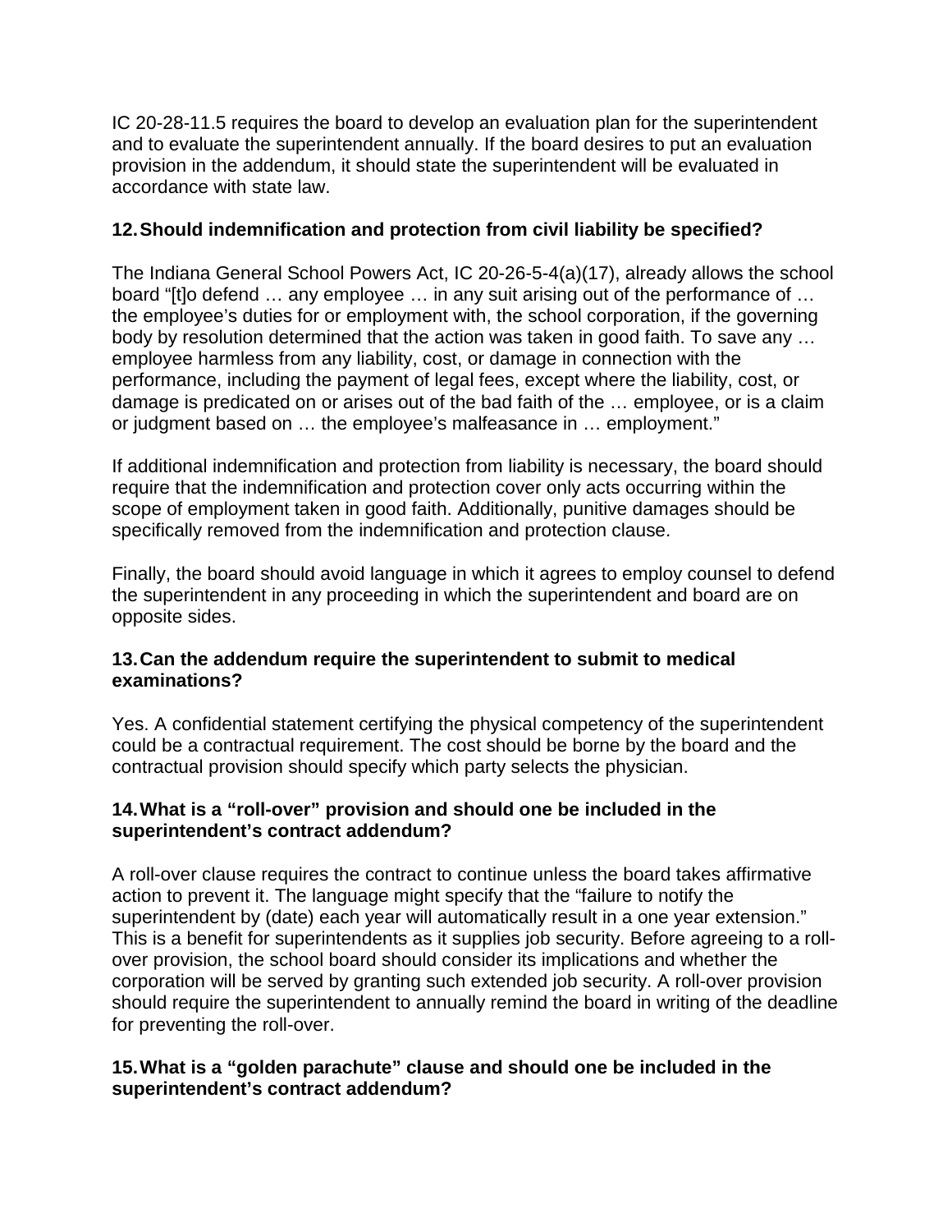IC 20-28-11.5 requires the board to develop an evaluation plan for the superintendent and to evaluate the superintendent annually. If the board desires to put an evaluation provision in the addendum, it should state the superintendent will be evaluated in accordance with state law.

### 12. Should indemnification and protection from civil liability be specified?

The Indiana General School Powers Act, IC 20-26-5-4(a)(17), already allows the school board "[t]o defend … any employee … in any suit arising out of the performance of … the employee's duties for or employment with, the school corporation, if the governing body by resolution determined that the action was taken in good faith. To save any … employee harmless from any liability, cost, or damage in connection with the performance, including the payment of legal fees, except where the liability, cost, or damage is predicated on or arises out of the bad faith of the … employee, or is a claim or judgment based on … the employee's malfeasance in … employment."

If additional indemnification and protection from liability is necessary, the board should require that the indemnification and protection cover only acts occurring within the scope of employment taken in good faith. Additionally, punitive damages should be specifically removed from the indemnification and protection clause.

Finally, the board should avoid language in which it agrees to employ counsel to defend the superintendent in any proceeding in which the superintendent and board are on opposite sides.

### 13. Can the addendum require the superintendent to submit to medical examinations?

Yes. A confidential statement certifying the physical competency of the superintendent could be a contractual requirement. The cost should be borne by the board and the contractual provision should specify which party selects the physician.

### 14. What is a "roll-over" provision and should one be included in the superintendent's contract addendum?

A roll-over clause requires the contract to continue unless the board takes affirmative action to prevent it. The language might specify that the "failure to notify the superintendent by (date) each year will automatically result in a one year extension." This is a benefit for superintendents as it supplies job security. Before agreeing to a roll-over provision, the school board should consider its implications and whether the corporation will be served by granting such extended job security. A roll-over provision should require the superintendent to annually remind the board in writing of the deadline for preventing the roll-over.

### 15. What is a "golden parachute" clause and should one be included in the superintendent's contract addendum?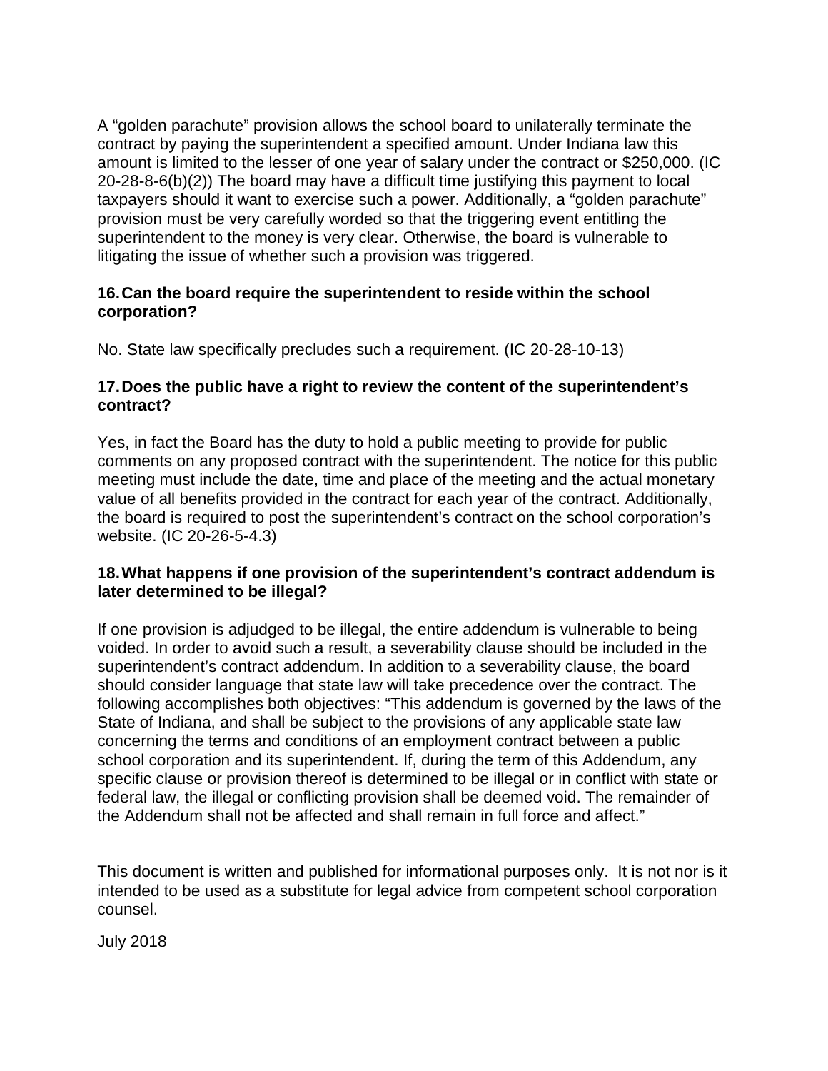A "golden parachute" provision allows the school board to unilaterally terminate the contract by paying the superintendent a specified amount. Under Indiana law this amount is limited to the lesser of one year of salary under the contract or $250,000. (IC 20-28-8-6(b)(2)) The board may have a difficult time justifying this payment to local taxpayers should it want to exercise such a power. Additionally, a "golden parachute" provision must be very carefully worded so that the triggering event entitling the superintendent to the money is very clear. Otherwise, the board is vulnerable to litigating the issue of whether such a provision was triggered.

### 16. Can the board require the superintendent to reside within the school corporation?

No. State law specifically precludes such a requirement. (IC 20-28-10-13)

### 17. Does the public have a right to review the content of the superintendent's contract?

Yes, in fact the Board has the duty to hold a public meeting to provide for public comments on any proposed contract with the superintendent. The notice for this public meeting must include the date, time and place of the meeting and the actual monetary value of all benefits provided in the contract for each year of the contract. Additionally, the board is required to post the superintendent's contract on the school corporation's website. (IC 20-26-5-4.3)

### 18. What happens if one provision of the superintendent's contract addendum is later determined to be illegal?

If one provision is adjudged to be illegal, the entire addendum is vulnerable to being voided. In order to avoid such a result, a severability clause should be included in the superintendent's contract addendum. In addition to a severability clause, the board should consider language that state law will take precedence over the contract. The following accomplishes both objectives: "This addendum is governed by the laws of the State of Indiana, and shall be subject to the provisions of any applicable state law concerning the terms and conditions of an employment contract between a public school corporation and its superintendent. If, during the term of this Addendum, any specific clause or provision thereof is determined to be illegal or in conflict with state or federal law, the illegal or conflicting provision shall be deemed void. The remainder of the Addendum shall not be affected and shall remain in full force and affect."

This document is written and published for informational purposes only. It is not nor is it intended to be used as a substitute for legal advice from competent school corporation counsel.

July 2018